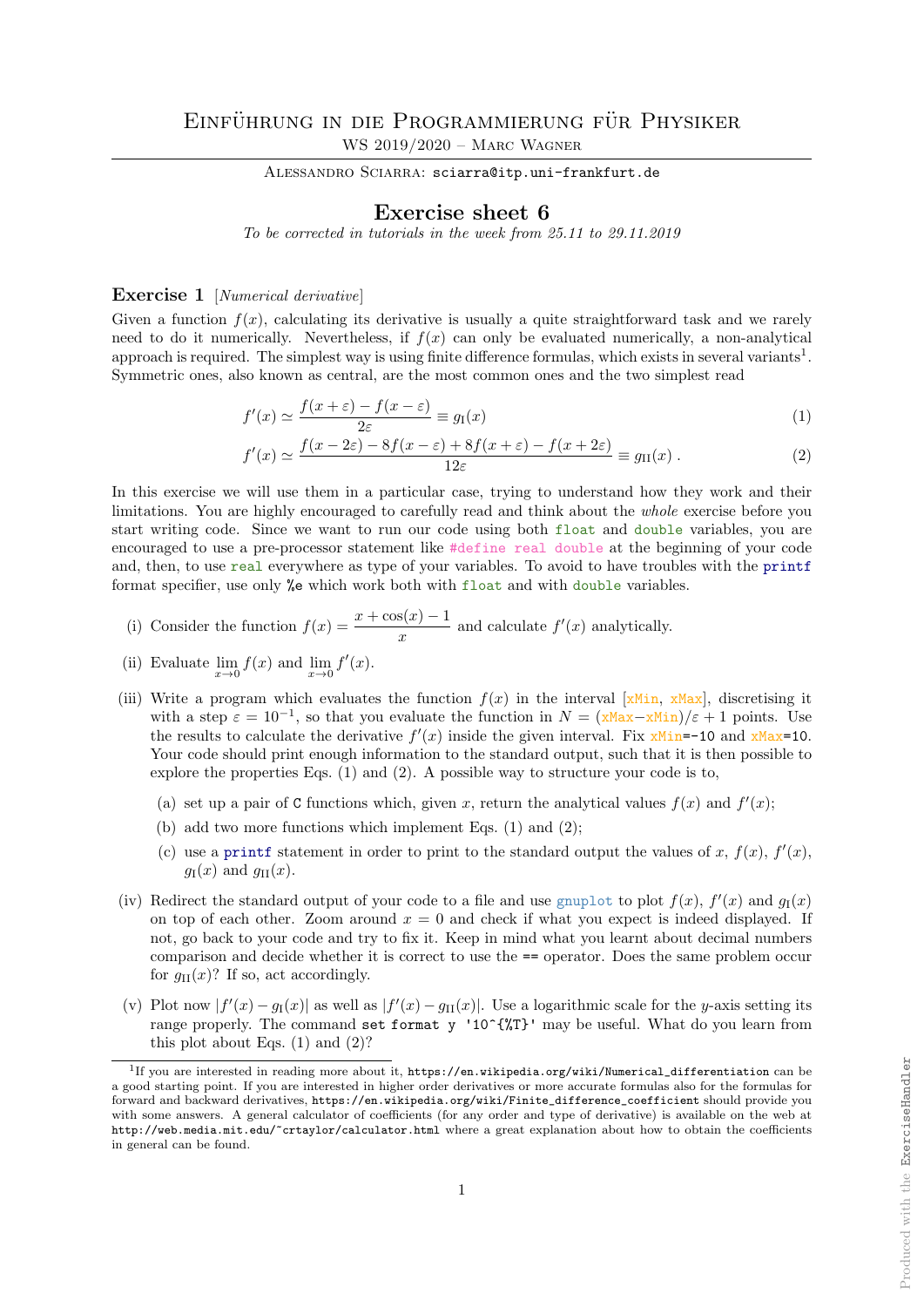# Einführung in die Programmierung für Physiker

WS 2019/2020 – Marc Wagner

Alessandro Sciarra: `sciarra@itp.uni-frankfurt.de`

## Exercise sheet 6

*To be corrected in tutorials in the week from 25.11 to 29.11.2019*

### Exercise 1 [*Numerical derivative*]

Given a function $f(x)$, calculating its derivative is usually a quite straightforward task and we rarely need to do it numerically. Nevertheless, if $f(x)$ can only be evaluated numerically, a non-analytical approach is required. The simplest way is using finite difference formulas, which exists in several variants[1]. Symmetric ones, also known as central, are the most common ones and the two simplest read

$$f'(x) \simeq \frac{f(x+\varepsilon) - f(x-\varepsilon)}{2\varepsilon} \equiv g_{\mathrm{I}}(x) \tag{1}$$

$$f'(x) \simeq \frac{f(x-2\varepsilon) - 8f(x-\varepsilon) + 8f(x+\varepsilon) - f(x+2\varepsilon)}{12\varepsilon} \equiv g_{\mathrm{II}}(x) \, . \tag{2}$$

In this exercise we will use them in a particular case, trying to understand how they work and their limitations. You are highly encouraged to carefully read and think about the *whole* exercise before you start writing code. Since we want to run our code using both `float` and `double` variables, you are encouraged to use a pre-processor statement like `#define real double` at the beginning of your code and, then, to use `real` everywhere as type of your variables. To avoid to have troubles with the `printf` format specifier, use only `%e` which work both with `float` and with `double` variables.

(i) Consider the function $f(x) = \dfrac{x + \cos(x) - 1}{x}$ and calculate $f'(x)$ analytically.

(ii) Evaluate $\lim\limits_{x\to 0} f(x)$ and $\lim\limits_{x\to 0} f'(x)$.

(iii) Write a program which evaluates the function $f(x)$ in the interval [`xMin`, `xMax`], discretising it with a step $\varepsilon = 10^{-1}$, so that you evaluate the function in $N = ($`xMax`$-$`xMin`$)/\varepsilon + 1$ points. Use the results to calculate the derivative $f'(x)$ inside the given interval. Fix `xMin=-10` and `xMax=10`. Your code should print enough information to the standard output, such that it is then possible to explore the properties Eqs. (1) and (2). A possible way to structure your code is to,

   (a) set up a pair of `C` functions which, given $x$, return the analytical values $f(x)$ and $f'(x)$;

   (b) add two more functions which implement Eqs. (1) and (2);

   (c) use a `printf` statement in order to print to the standard output the values of $x$, $f(x)$, $f'(x)$, $g_{\mathrm{I}}(x)$ and $g_{\mathrm{II}}(x)$.

(iv) Redirect the standard output of your code to a file and use `gnuplot` to plot $f(x)$, $f'(x)$ and $g_{\mathrm{I}}(x)$ on top of each other. Zoom around $x = 0$ and check if what you expect is indeed displayed. If not, go back to your code and try to fix it. Keep in mind what you learnt about decimal numbers comparison and decide whether it is correct to use the `==` operator. Does the same problem occur for $g_{\mathrm{II}}(x)$? If so, act accordingly.

(v) Plot now $|f'(x) - g_{\mathrm{I}}(x)|$ as well as $|f'(x) - g_{\mathrm{II}}(x)|$. Use a logarithmic scale for the $y$-axis setting its range properly. The command `set format y '10^{%T}'` may be useful. What do you learn from this plot about Eqs. (1) and (2)?

---

[1] If you are interested in reading more about it, `https://en.wikipedia.org/wiki/Numerical_differentiation` can be a good starting point. If you are interested in higher order derivatives or more accurate formulas also for the formulas for forward and backward derivatives, `https://en.wikipedia.org/wiki/Finite_difference_coefficient` should provide you with some answers. A general calculator of coefficients (for any order and type of derivative) is available on the web at `http://web.media.mit.edu/~crtaylor/calculator.html` where a great explanation about how to obtain the coefficients in general can be found.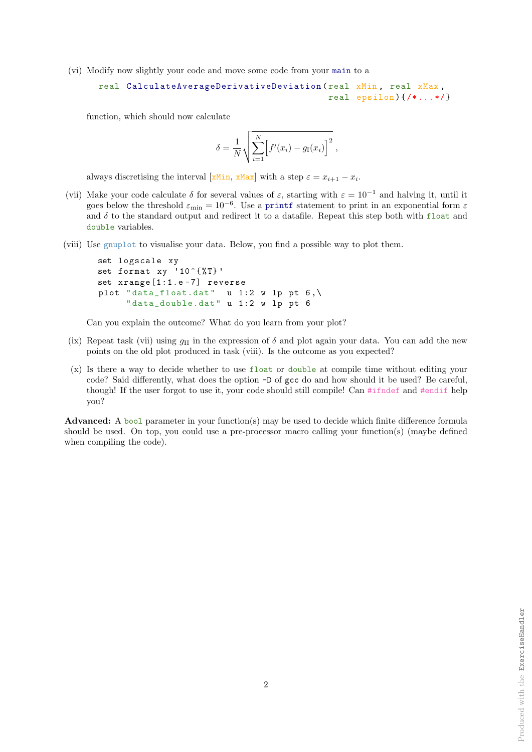(vi) Modify now slightly your code and move some code from your `main` to a

```
real CalculateAverageDerivativeDeviation(real xMin, real xMax,
                                         real epsilon){/*...*/}
```

function, which should now calculate

$$\delta = \frac{1}{N}\sqrt{\sum_{i=1}^{N}\Big[f'(x_i) - g_{\rm I}(x_i)\Big]^2}\,,$$

always discretising the interval [xMin, xMax] with a step $\varepsilon = x_{i+1} - x_i$.

(vii) Make your code calculate $\delta$ for several values of $\varepsilon$, starting with $\varepsilon = 10^{-1}$ and halving it, until it goes below the threshold $\varepsilon_{\rm min} = 10^{-6}$. Use a `printf` statement to print in an exponential form $\varepsilon$ and $\delta$ to the standard output and redirect it to a datafile. Repeat this step both with `float` and `double` variables.

(viii) Use `gnuplot` to visualise your data. Below, you find a possible way to plot them.

```
set logscale xy
set format xy '10^{%T}'
set xrange[1:1.e-7] reverse
plot "data_float.dat"  u 1:2 w lp pt 6,\
     "data_double.dat" u 1:2 w lp pt 6
```

Can you explain the outcome? What do you learn from your plot?

(ix) Repeat task (vii) using $g_{\rm II}$ in the expression of $\delta$ and plot again your data. You can add the new points on the old plot produced in task (viii). Is the outcome as you expected?

(x) Is there a way to decide whether to use `float` or `double` at compile time without editing your code? Said differently, what does the option `-D` of `gcc` do and how should it be used? Be careful, though! If the user forgot to use it, your code should still compile! Can `#ifndef` and `#endif` help you?

**Advanced:** A `bool` parameter in your function(s) may be used to decide which finite difference formula should be used. On top, you could use a pre-processor macro calling your function(s) (maybe defined when compiling the code).